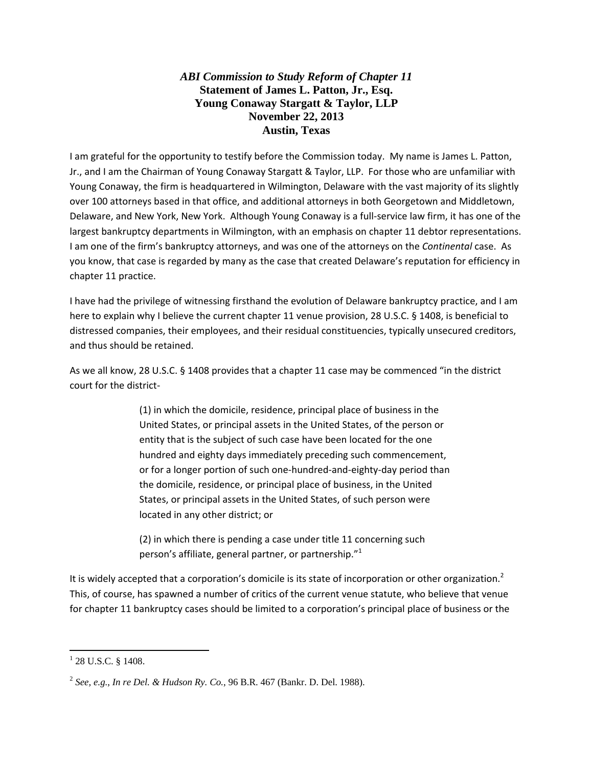***ABI Commission to Study Reform of Chapter 11***
**Statement of James L. Patton, Jr., Esq.**
**Young Conaway Stargatt & Taylor, LLP**
**November 22, 2013**
**Austin, Texas**

I am grateful for the opportunity to testify before the Commission today. My name is James L. Patton, Jr., and I am the Chairman of Young Conaway Stargatt & Taylor, LLP. For those who are unfamiliar with Young Conaway, the firm is headquartered in Wilmington, Delaware with the vast majority of its slightly over 100 attorneys based in that office, and additional attorneys in both Georgetown and Middletown, Delaware, and New York, New York. Although Young Conaway is a full-service law firm, it has one of the largest bankruptcy departments in Wilmington, with an emphasis on chapter 11 debtor representations. I am one of the firm's bankruptcy attorneys, and was one of the attorneys on the *Continental* case. As you know, that case is regarded by many as the case that created Delaware's reputation for efficiency in chapter 11 practice.

I have had the privilege of witnessing firsthand the evolution of Delaware bankruptcy practice, and I am here to explain why I believe the current chapter 11 venue provision, 28 U.S.C. § 1408, is beneficial to distressed companies, their employees, and their residual constituencies, typically unsecured creditors, and thus should be retained.

As we all know, 28 U.S.C. § 1408 provides that a chapter 11 case may be commenced "in the district court for the district-

> (1) in which the domicile, residence, principal place of business in the United States, or principal assets in the United States, of the person or entity that is the subject of such case have been located for the one hundred and eighty days immediately preceding such commencement, or for a longer portion of such one-hundred-and-eighty-day period than the domicile, residence, or principal place of business, in the United States, or principal assets in the United States, of such person were located in any other district; or
>
> (2) in which there is pending a case under title 11 concerning such person's affiliate, general partner, or partnership."[1]

It is widely accepted that a corporation's domicile is its state of incorporation or other organization.[2] This, of course, has spawned a number of critics of the current venue statute, who believe that venue for chapter 11 bankruptcy cases should be limited to a corporation's principal place of business or the

---

[1] 28 U.S.C. § 1408.

[2] *See, e.g.*, *In re Del. & Hudson Ry. Co.*, 96 B.R. 467 (Bankr. D. Del. 1988).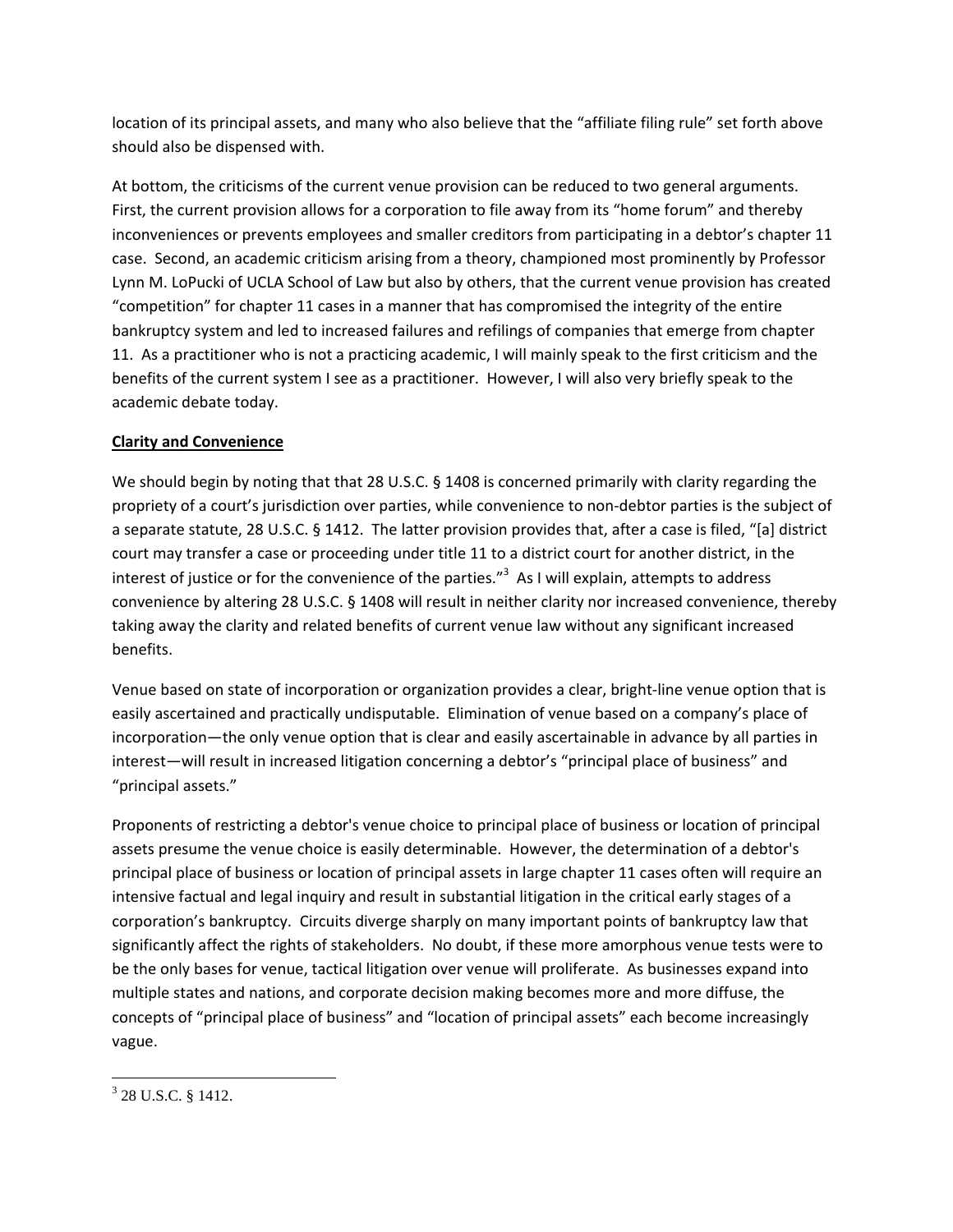location of its principal assets, and many who also believe that the "affiliate filing rule" set forth above should also be dispensed with.

At bottom, the criticisms of the current venue provision can be reduced to two general arguments. First, the current provision allows for a corporation to file away from its "home forum" and thereby inconveniences or prevents employees and smaller creditors from participating in a debtor's chapter 11 case. Second, an academic criticism arising from a theory, championed most prominently by Professor Lynn M. LoPucki of UCLA School of Law but also by others, that the current venue provision has created "competition" for chapter 11 cases in a manner that has compromised the integrity of the entire bankruptcy system and led to increased failures and refilings of companies that emerge from chapter 11. As a practitioner who is not a practicing academic, I will mainly speak to the first criticism and the benefits of the current system I see as a practitioner. However, I will also very briefly speak to the academic debate today.

**Clarity and Convenience**

We should begin by noting that that 28 U.S.C. § 1408 is concerned primarily with clarity regarding the propriety of a court's jurisdiction over parties, while convenience to non-debtor parties is the subject of a separate statute, 28 U.S.C. § 1412. The latter provision provides that, after a case is filed, "[a] district court may transfer a case or proceeding under title 11 to a district court for another district, in the interest of justice or for the convenience of the parties."[3] As I will explain, attempts to address convenience by altering 28 U.S.C. § 1408 will result in neither clarity nor increased convenience, thereby taking away the clarity and related benefits of current venue law without any significant increased benefits.

Venue based on state of incorporation or organization provides a clear, bright-line venue option that is easily ascertained and practically undisputable. Elimination of venue based on a company's place of incorporation—the only venue option that is clear and easily ascertainable in advance by all parties in interest—will result in increased litigation concerning a debtor's "principal place of business" and "principal assets."

Proponents of restricting a debtor's venue choice to principal place of business or location of principal assets presume the venue choice is easily determinable. However, the determination of a debtor's principal place of business or location of principal assets in large chapter 11 cases often will require an intensive factual and legal inquiry and result in substantial litigation in the critical early stages of a corporation's bankruptcy. Circuits diverge sharply on many important points of bankruptcy law that significantly affect the rights of stakeholders. No doubt, if these more amorphous venue tests were to be the only bases for venue, tactical litigation over venue will proliferate. As businesses expand into multiple states and nations, and corporate decision making becomes more and more diffuse, the concepts of "principal place of business" and "location of principal assets" each become increasingly vague.

[3] 28 U.S.C. § 1412.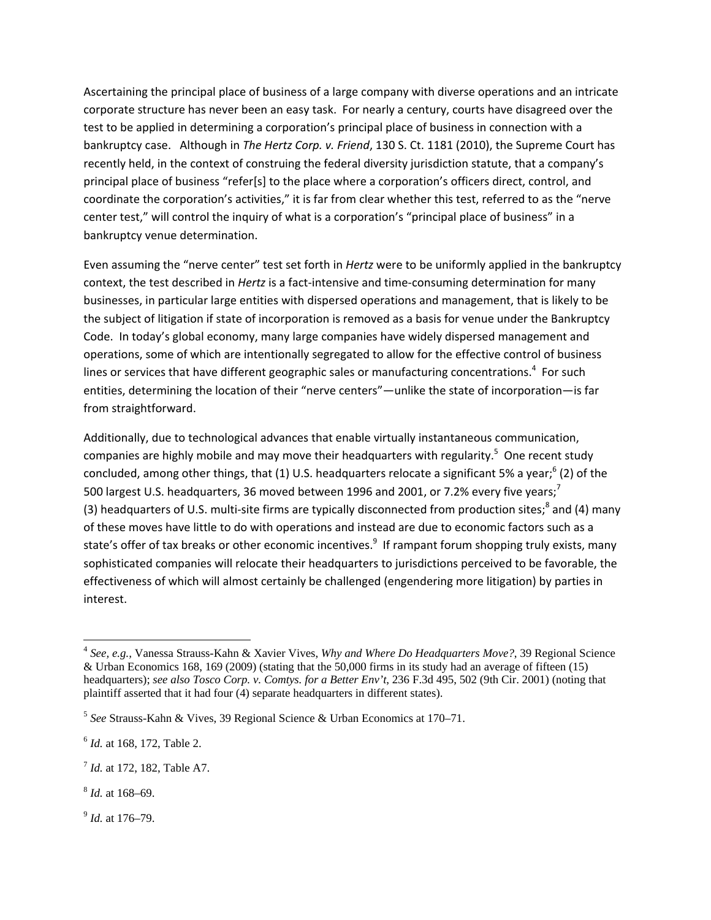Ascertaining the principal place of business of a large company with diverse operations and an intricate corporate structure has never been an easy task. For nearly a century, courts have disagreed over the test to be applied in determining a corporation's principal place of business in connection with a bankruptcy case. Although in *The Hertz Corp. v. Friend*, 130 S. Ct. 1181 (2010), the Supreme Court has recently held, in the context of construing the federal diversity jurisdiction statute, that a company's principal place of business "refer[s] to the place where a corporation's officers direct, control, and coordinate the corporation's activities," it is far from clear whether this test, referred to as the "nerve center test," will control the inquiry of what is a corporation's "principal place of business" in a bankruptcy venue determination.

Even assuming the "nerve center" test set forth in *Hertz* were to be uniformly applied in the bankruptcy context, the test described in *Hertz* is a fact-intensive and time-consuming determination for many businesses, in particular large entities with dispersed operations and management, that is likely to be the subject of litigation if state of incorporation is removed as a basis for venue under the Bankruptcy Code. In today's global economy, many large companies have widely dispersed management and operations, some of which are intentionally segregated to allow for the effective control of business lines or services that have different geographic sales or manufacturing concentrations.[4] For such entities, determining the location of their "nerve centers"—unlike the state of incorporation—is far from straightforward.

Additionally, due to technological advances that enable virtually instantaneous communication, companies are highly mobile and may move their headquarters with regularity.[5] One recent study concluded, among other things, that (1) U.S. headquarters relocate a significant 5% a year;[6] (2) of the 500 largest U.S. headquarters, 36 moved between 1996 and 2001, or 7.2% every five years;[7] (3) headquarters of U.S. multi-site firms are typically disconnected from production sites;[8] and (4) many of these moves have little to do with operations and instead are due to economic factors such as a state's offer of tax breaks or other economic incentives.[9] If rampant forum shopping truly exists, many sophisticated companies will relocate their headquarters to jurisdictions perceived to be favorable, the effectiveness of which will almost certainly be challenged (engendering more litigation) by parties in interest.

---

[4] *See, e.g.*, Vanessa Strauss-Kahn & Xavier Vives, *Why and Where Do Headquarters Move?*, 39 Regional Science & Urban Economics 168, 169 (2009) (stating that the 50,000 firms in its study had an average of fifteen (15) headquarters); *see also Tosco Corp. v. Comtys. for a Better Env't*, 236 F.3d 495, 502 (9th Cir. 2001) (noting that plaintiff asserted that it had four (4) separate headquarters in different states).

[5] *See* Strauss-Kahn & Vives, 39 Regional Science & Urban Economics at 170–71.

[6] *Id.* at 168, 172, Table 2.

[7] *Id.* at 172, 182, Table A7.

[8] *Id.* at 168–69.

[9] *Id.* at 176–79.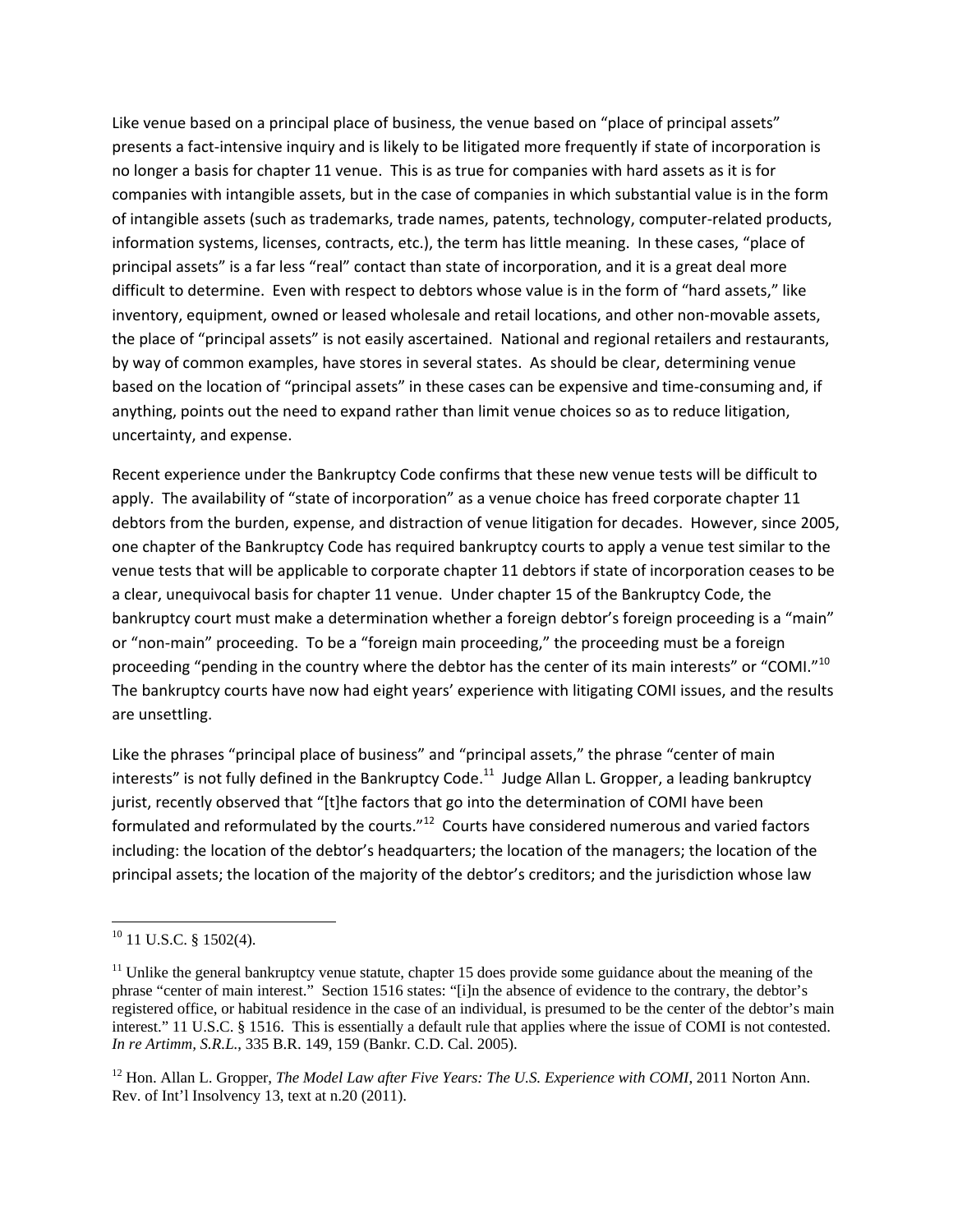Like venue based on a principal place of business, the venue based on "place of principal assets" presents a fact-intensive inquiry and is likely to be litigated more frequently if state of incorporation is no longer a basis for chapter 11 venue. This is as true for companies with hard assets as it is for companies with intangible assets, but in the case of companies in which substantial value is in the form of intangible assets (such as trademarks, trade names, patents, technology, computer-related products, information systems, licenses, contracts, etc.), the term has little meaning. In these cases, "place of principal assets" is a far less "real" contact than state of incorporation, and it is a great deal more difficult to determine. Even with respect to debtors whose value is in the form of "hard assets," like inventory, equipment, owned or leased wholesale and retail locations, and other non-movable assets, the place of "principal assets" is not easily ascertained. National and regional retailers and restaurants, by way of common examples, have stores in several states. As should be clear, determining venue based on the location of "principal assets" in these cases can be expensive and time-consuming and, if anything, points out the need to expand rather than limit venue choices so as to reduce litigation, uncertainty, and expense.

Recent experience under the Bankruptcy Code confirms that these new venue tests will be difficult to apply. The availability of "state of incorporation" as a venue choice has freed corporate chapter 11 debtors from the burden, expense, and distraction of venue litigation for decades. However, since 2005, one chapter of the Bankruptcy Code has required bankruptcy courts to apply a venue test similar to the venue tests that will be applicable to corporate chapter 11 debtors if state of incorporation ceases to be a clear, unequivocal basis for chapter 11 venue. Under chapter 15 of the Bankruptcy Code, the bankruptcy court must make a determination whether a foreign debtor's foreign proceeding is a "main" or "non-main" proceeding. To be a "foreign main proceeding," the proceeding must be a foreign proceeding "pending in the country where the debtor has the center of its main interests" or "COMI."[10] The bankruptcy courts have now had eight years' experience with litigating COMI issues, and the results are unsettling.

Like the phrases "principal place of business" and "principal assets," the phrase "center of main interests" is not fully defined in the Bankruptcy Code.[11] Judge Allan L. Gropper, a leading bankruptcy jurist, recently observed that "[t]he factors that go into the determination of COMI have been formulated and reformulated by the courts."[12] Courts have considered numerous and varied factors including: the location of the debtor's headquarters; the location of the managers; the location of the principal assets; the location of the majority of the debtor's creditors; and the jurisdiction whose law

---

[10] 11 U.S.C. § 1502(4).

[11] Unlike the general bankruptcy venue statute, chapter 15 does provide some guidance about the meaning of the phrase "center of main interest." Section 1516 states: "[i]n the absence of evidence to the contrary, the debtor's registered office, or habitual residence in the case of an individual, is presumed to be the center of the debtor's main interest." 11 U.S.C. § 1516. This is essentially a default rule that applies where the issue of COMI is not contested. *In re Artimm, S.R.L.*, 335 B.R. 149, 159 (Bankr. C.D. Cal. 2005).

[12] Hon. Allan L. Gropper, *The Model Law after Five Years: The U.S. Experience with COMI*, 2011 Norton Ann. Rev. of Int'l Insolvency 13, text at n.20 (2011).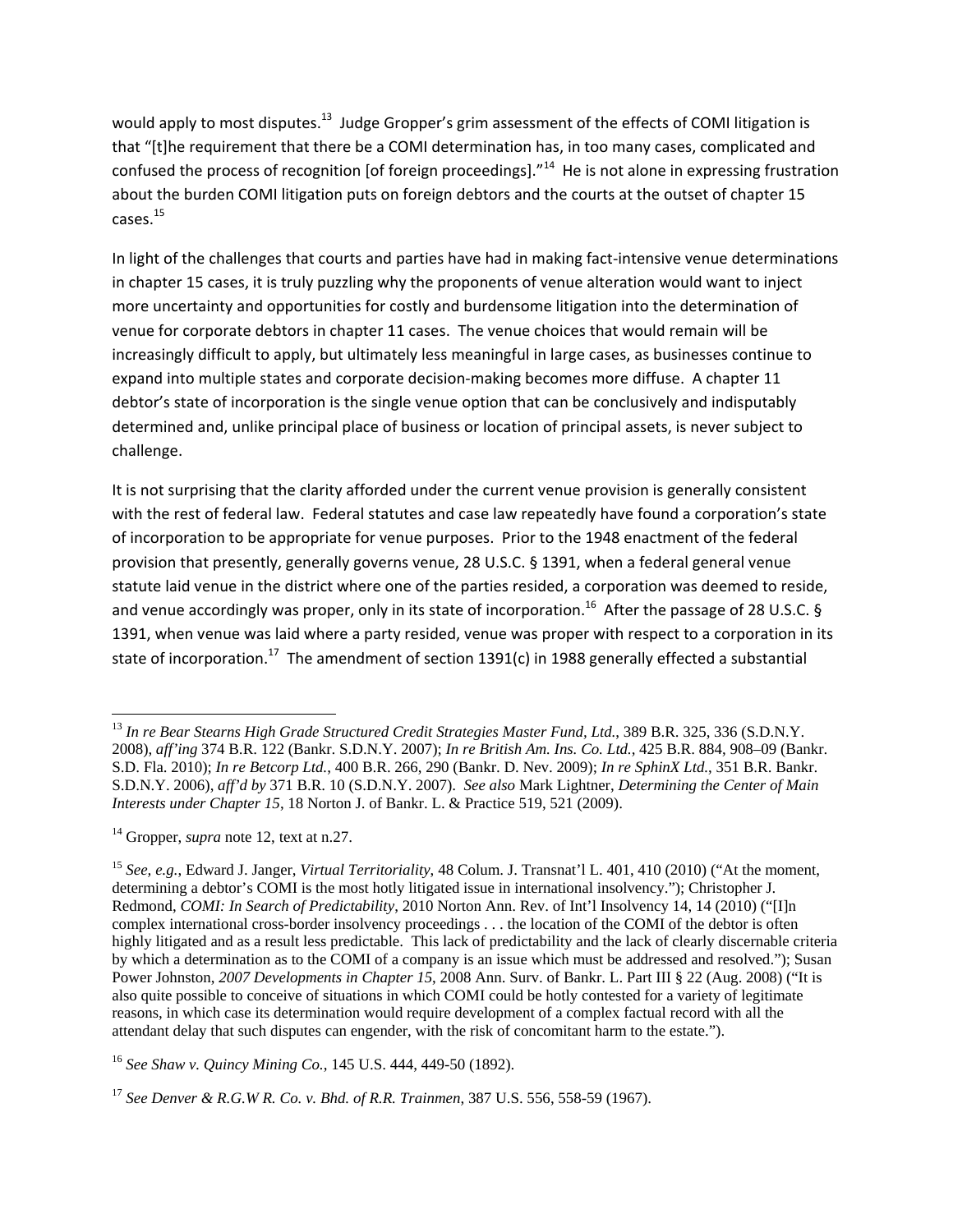would apply to most disputes.[13] Judge Gropper's grim assessment of the effects of COMI litigation is that "[t]he requirement that there be a COMI determination has, in too many cases, complicated and confused the process of recognition [of foreign proceedings]."[14] He is not alone in expressing frustration about the burden COMI litigation puts on foreign debtors and the courts at the outset of chapter 15 cases.[15]

In light of the challenges that courts and parties have had in making fact-intensive venue determinations in chapter 15 cases, it is truly puzzling why the proponents of venue alteration would want to inject more uncertainty and opportunities for costly and burdensome litigation into the determination of venue for corporate debtors in chapter 11 cases. The venue choices that would remain will be increasingly difficult to apply, but ultimately less meaningful in large cases, as businesses continue to expand into multiple states and corporate decision-making becomes more diffuse. A chapter 11 debtor's state of incorporation is the single venue option that can be conclusively and indisputably determined and, unlike principal place of business or location of principal assets, is never subject to challenge.

It is not surprising that the clarity afforded under the current venue provision is generally consistent with the rest of federal law. Federal statutes and case law repeatedly have found a corporation's state of incorporation to be appropriate for venue purposes. Prior to the 1948 enactment of the federal provision that presently, generally governs venue, 28 U.S.C. § 1391, when a federal general venue statute laid venue in the district where one of the parties resided, a corporation was deemed to reside, and venue accordingly was proper, only in its state of incorporation.[16] After the passage of 28 U.S.C. § 1391, when venue was laid where a party resided, venue was proper with respect to a corporation in its state of incorporation.[17] The amendment of section 1391(c) in 1988 generally effected a substantial

---

[13] *In re Bear Stearns High Grade Structured Credit Strategies Master Fund, Ltd.*, 389 B.R. 325, 336 (S.D.N.Y. 2008), *aff'ing* 374 B.R. 122 (Bankr. S.D.N.Y. 2007); *In re British Am. Ins. Co. Ltd.*, 425 B.R. 884, 908–09 (Bankr. S.D. Fla. 2010); *In re Betcorp Ltd.*, 400 B.R. 266, 290 (Bankr. D. Nev. 2009); *In re SphinX Ltd.*, 351 B.R. Bankr. S.D.N.Y. 2006), *aff'd by* 371 B.R. 10 (S.D.N.Y. 2007). *See also* Mark Lightner, *Determining the Center of Main Interests under Chapter 15*, 18 Norton J. of Bankr. L. & Practice 519, 521 (2009).

[14] Gropper, *supra* note 12, text at n.27.

[15] *See, e.g.*, Edward J. Janger, *Virtual Territoriality*, 48 Colum. J. Transnat'l L. 401, 410 (2010) ("At the moment, determining a debtor's COMI is the most hotly litigated issue in international insolvency."); Christopher J. Redmond, *COMI: In Search of Predictability*, 2010 Norton Ann. Rev. of Int'l Insolvency 14, 14 (2010) ("[I]n complex international cross-border insolvency proceedings . . . the location of the COMI of the debtor is often highly litigated and as a result less predictable. This lack of predictability and the lack of clearly discernable criteria by which a determination as to the COMI of a company is an issue which must be addressed and resolved."); Susan Power Johnston, *2007 Developments in Chapter 15*, 2008 Ann. Surv. of Bankr. L. Part III § 22 (Aug. 2008) ("It is also quite possible to conceive of situations in which COMI could be hotly contested for a variety of legitimate reasons, in which case its determination would require development of a complex factual record with all the attendant delay that such disputes can engender, with the risk of concomitant harm to the estate.").

[16] *See Shaw v. Quincy Mining Co.*, 145 U.S. 444, 449-50 (1892).

[17] *See Denver & R.G.W R. Co. v. Bhd. of R.R. Trainmen*, 387 U.S. 556, 558-59 (1967).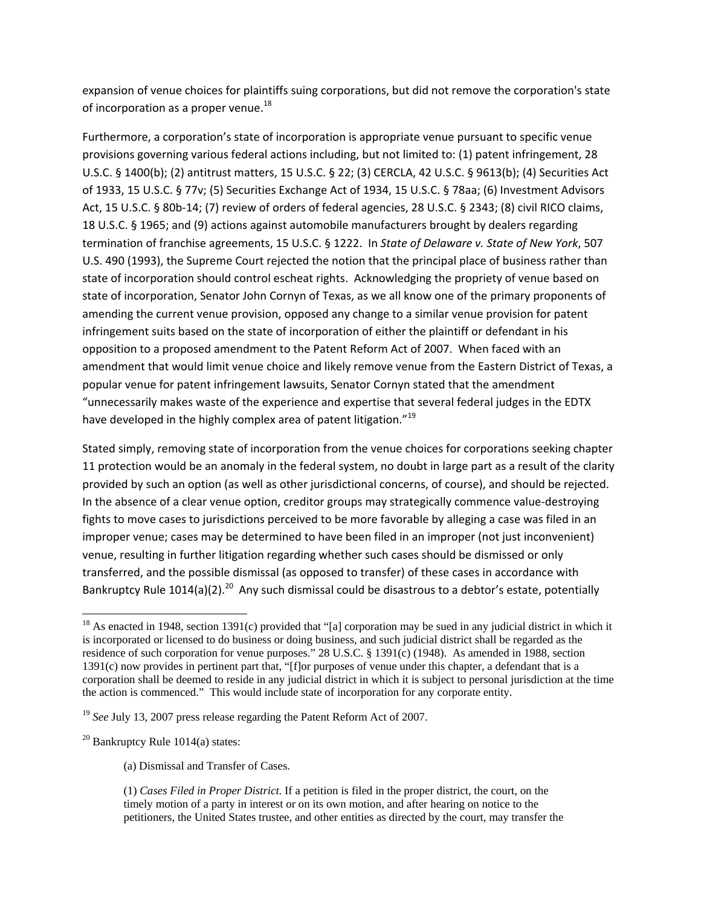expansion of venue choices for plaintiffs suing corporations, but did not remove the corporation's state of incorporation as a proper venue.[18]

Furthermore, a corporation's state of incorporation is appropriate venue pursuant to specific venue provisions governing various federal actions including, but not limited to: (1) patent infringement, 28 U.S.C. § 1400(b); (2) antitrust matters, 15 U.S.C. § 22; (3) CERCLA, 42 U.S.C. § 9613(b); (4) Securities Act of 1933, 15 U.S.C. § 77v; (5) Securities Exchange Act of 1934, 15 U.S.C. § 78aa; (6) Investment Advisors Act, 15 U.S.C. § 80b-14; (7) review of orders of federal agencies, 28 U.S.C. § 2343; (8) civil RICO claims, 18 U.S.C. § 1965; and (9) actions against automobile manufacturers brought by dealers regarding termination of franchise agreements, 15 U.S.C. § 1222. In *State of Delaware v. State of New York*, 507 U.S. 490 (1993), the Supreme Court rejected the notion that the principal place of business rather than state of incorporation should control escheat rights. Acknowledging the propriety of venue based on state of incorporation, Senator John Cornyn of Texas, as we all know one of the primary proponents of amending the current venue provision, opposed any change to a similar venue provision for patent infringement suits based on the state of incorporation of either the plaintiff or defendant in his opposition to a proposed amendment to the Patent Reform Act of 2007. When faced with an amendment that would limit venue choice and likely remove venue from the Eastern District of Texas, a popular venue for patent infringement lawsuits, Senator Cornyn stated that the amendment "unnecessarily makes waste of the experience and expertise that several federal judges in the EDTX have developed in the highly complex area of patent litigation."[19]

Stated simply, removing state of incorporation from the venue choices for corporations seeking chapter 11 protection would be an anomaly in the federal system, no doubt in large part as a result of the clarity provided by such an option (as well as other jurisdictional concerns, of course), and should be rejected. In the absence of a clear venue option, creditor groups may strategically commence value-destroying fights to move cases to jurisdictions perceived to be more favorable by alleging a case was filed in an improper venue; cases may be determined to have been filed in an improper (not just inconvenient) venue, resulting in further litigation regarding whether such cases should be dismissed or only transferred, and the possible dismissal (as opposed to transfer) of these cases in accordance with Bankruptcy Rule 1014(a)(2).[20] Any such dismissal could be disastrous to a debtor's estate, potentially

---

[18] As enacted in 1948, section 1391(c) provided that "[a] corporation may be sued in any judicial district in which it is incorporated or licensed to do business or doing business, and such judicial district shall be regarded as the residence of such corporation for venue purposes." 28 U.S.C. § 1391(c) (1948). As amended in 1988, section 1391(c) now provides in pertinent part that, "[f]or purposes of venue under this chapter, a defendant that is a corporation shall be deemed to reside in any judicial district in which it is subject to personal jurisdiction at the time the action is commenced." This would include state of incorporation for any corporate entity.

[19] *See* July 13, 2007 press release regarding the Patent Reform Act of 2007.

[20] Bankruptcy Rule 1014(a) states:

> (a) Dismissal and Transfer of Cases.
>
> (1) *Cases Filed in Proper District*. If a petition is filed in the proper district, the court, on the timely motion of a party in interest or on its own motion, and after hearing on notice to the petitioners, the United States trustee, and other entities as directed by the court, may transfer the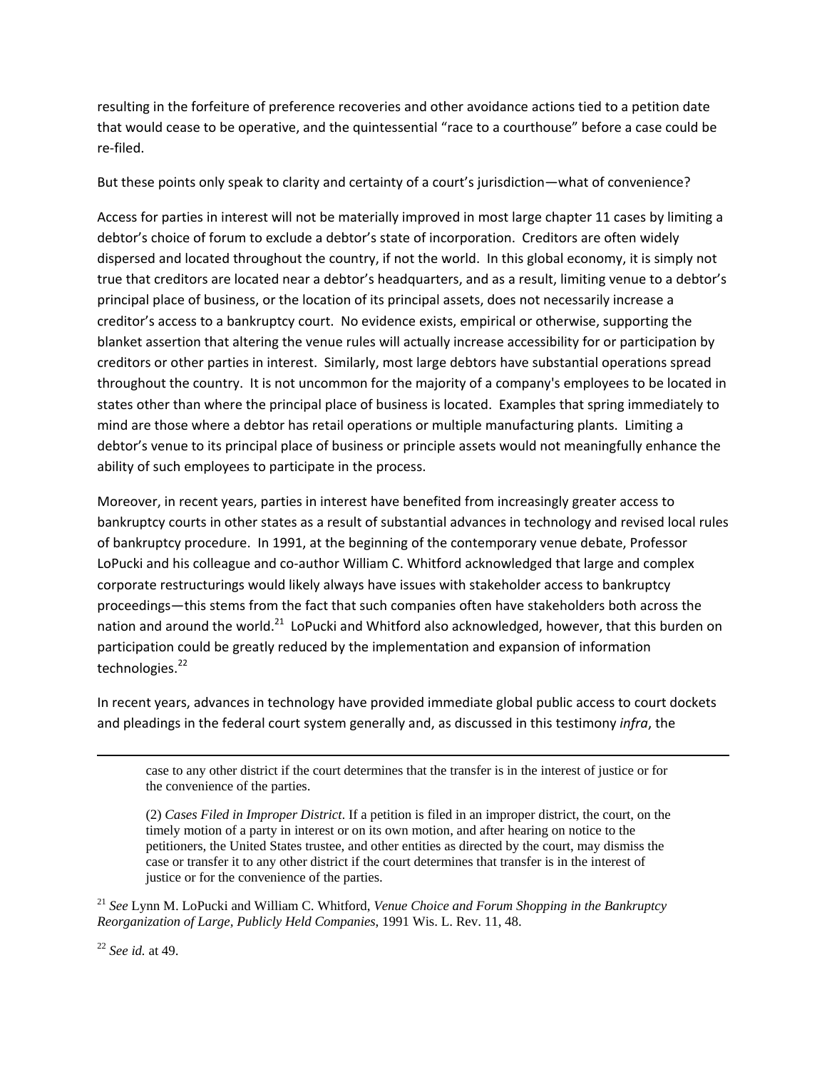resulting in the forfeiture of preference recoveries and other avoidance actions tied to a petition date that would cease to be operative, and the quintessential "race to a courthouse" before a case could be re-filed.

But these points only speak to clarity and certainty of a court's jurisdiction—what of convenience?

Access for parties in interest will not be materially improved in most large chapter 11 cases by limiting a debtor's choice of forum to exclude a debtor's state of incorporation. Creditors are often widely dispersed and located throughout the country, if not the world. In this global economy, it is simply not true that creditors are located near a debtor's headquarters, and as a result, limiting venue to a debtor's principal place of business, or the location of its principal assets, does not necessarily increase a creditor's access to a bankruptcy court. No evidence exists, empirical or otherwise, supporting the blanket assertion that altering the venue rules will actually increase accessibility for or participation by creditors or other parties in interest. Similarly, most large debtors have substantial operations spread throughout the country. It is not uncommon for the majority of a company's employees to be located in states other than where the principal place of business is located. Examples that spring immediately to mind are those where a debtor has retail operations or multiple manufacturing plants. Limiting a debtor's venue to its principal place of business or principle assets would not meaningfully enhance the ability of such employees to participate in the process.

Moreover, in recent years, parties in interest have benefited from increasingly greater access to bankruptcy courts in other states as a result of substantial advances in technology and revised local rules of bankruptcy procedure. In 1991, at the beginning of the contemporary venue debate, Professor LoPucki and his colleague and co-author William C. Whitford acknowledged that large and complex corporate restructurings would likely always have issues with stakeholder access to bankruptcy proceedings—this stems from the fact that such companies often have stakeholders both across the nation and around the world.[21] LoPucki and Whitford also acknowledged, however, that this burden on participation could be greatly reduced by the implementation and expansion of information technologies.[22]

In recent years, advances in technology have provided immediate global public access to court dockets and pleadings in the federal court system generally and, as discussed in this testimony *infra*, the

---

> case to any other district if the court determines that the transfer is in the interest of justice or for the convenience of the parties.
>
> (2) *Cases Filed in Improper District*. If a petition is filed in an improper district, the court, on the timely motion of a party in interest or on its own motion, and after hearing on notice to the petitioners, the United States trustee, and other entities as directed by the court, may dismiss the case or transfer it to any other district if the court determines that transfer is in the interest of justice or for the convenience of the parties.

[21] *See* Lynn M. LoPucki and William C. Whitford, *Venue Choice and Forum Shopping in the Bankruptcy Reorganization of Large, Publicly Held Companies*, 1991 Wis. L. Rev. 11, 48.

[22] *See id.* at 49.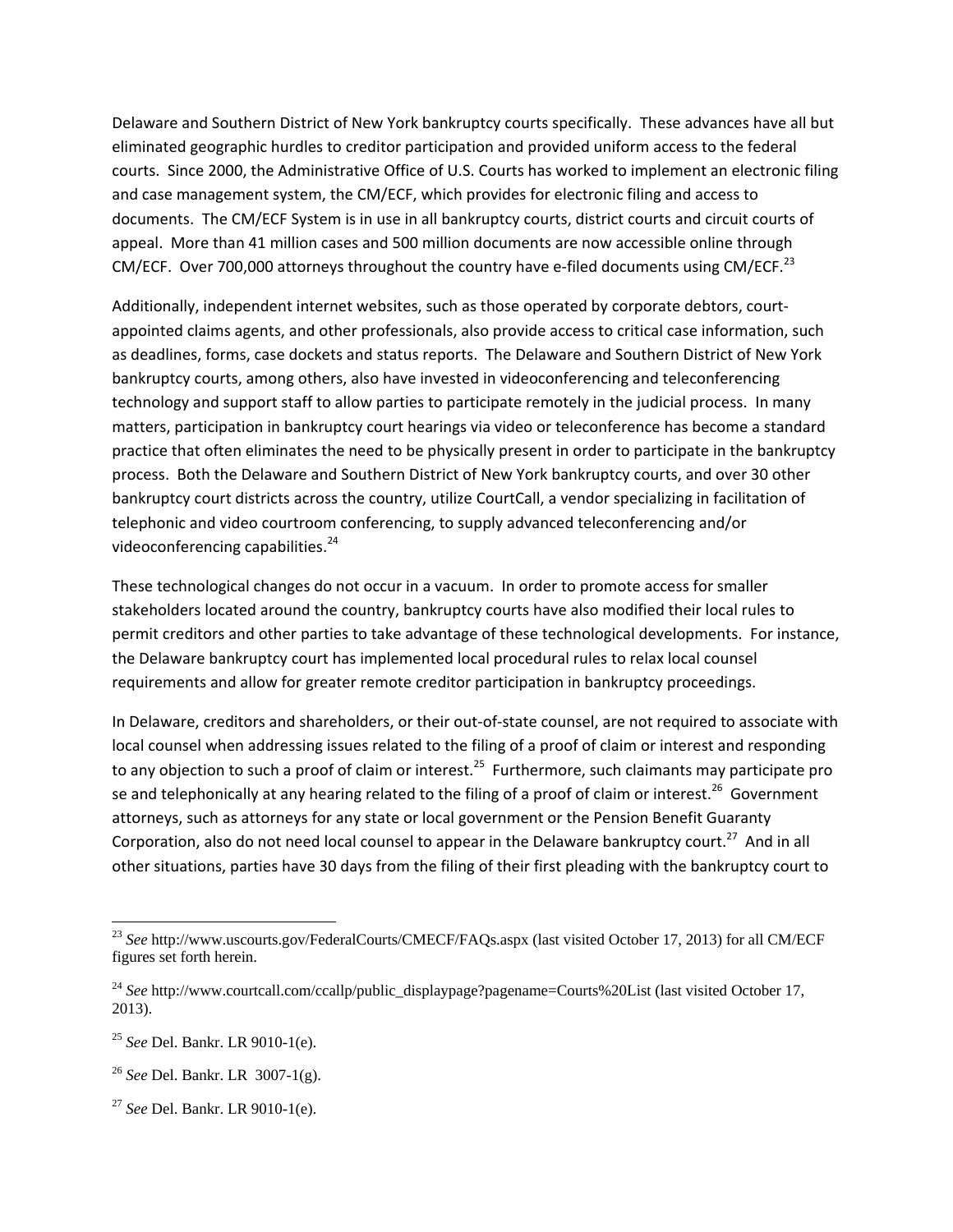Delaware and Southern District of New York bankruptcy courts specifically. These advances have all but eliminated geographic hurdles to creditor participation and provided uniform access to the federal courts. Since 2000, the Administrative Office of U.S. Courts has worked to implement an electronic filing and case management system, the CM/ECF, which provides for electronic filing and access to documents. The CM/ECF System is in use in all bankruptcy courts, district courts and circuit courts of appeal. More than 41 million cases and 500 million documents are now accessible online through CM/ECF. Over 700,000 attorneys throughout the country have e-filed documents using CM/ECF.[23]

Additionally, independent internet websites, such as those operated by corporate debtors, court-appointed claims agents, and other professionals, also provide access to critical case information, such as deadlines, forms, case dockets and status reports. The Delaware and Southern District of New York bankruptcy courts, among others, also have invested in videoconferencing and teleconferencing technology and support staff to allow parties to participate remotely in the judicial process. In many matters, participation in bankruptcy court hearings via video or teleconference has become a standard practice that often eliminates the need to be physically present in order to participate in the bankruptcy process. Both the Delaware and Southern District of New York bankruptcy courts, and over 30 other bankruptcy court districts across the country, utilize CourtCall, a vendor specializing in facilitation of telephonic and video courtroom conferencing, to supply advanced teleconferencing and/or videoconferencing capabilities.[24]

These technological changes do not occur in a vacuum. In order to promote access for smaller stakeholders located around the country, bankruptcy courts have also modified their local rules to permit creditors and other parties to take advantage of these technological developments. For instance, the Delaware bankruptcy court has implemented local procedural rules to relax local counsel requirements and allow for greater remote creditor participation in bankruptcy proceedings.

In Delaware, creditors and shareholders, or their out-of-state counsel, are not required to associate with local counsel when addressing issues related to the filing of a proof of claim or interest and responding to any objection to such a proof of claim or interest.[25] Furthermore, such claimants may participate pro se and telephonically at any hearing related to the filing of a proof of claim or interest.[26] Government attorneys, such as attorneys for any state or local government or the Pension Benefit Guaranty Corporation, also do not need local counsel to appear in the Delaware bankruptcy court.[27] And in all other situations, parties have 30 days from the filing of their first pleading with the bankruptcy court to

---

[23] *See* http://www.uscourts.gov/FederalCourts/CMECF/FAQs.aspx (last visited October 17, 2013) for all CM/ECF figures set forth herein.

[24] *See* http://www.courtcall.com/ccallp/public_displaypage?pagename=Courts%20List (last visited October 17, 2013).

[25] *See* Del. Bankr. LR 9010-1(e).

[26] *See* Del. Bankr. LR 3007-1(g).

[27] *See* Del. Bankr. LR 9010-1(e).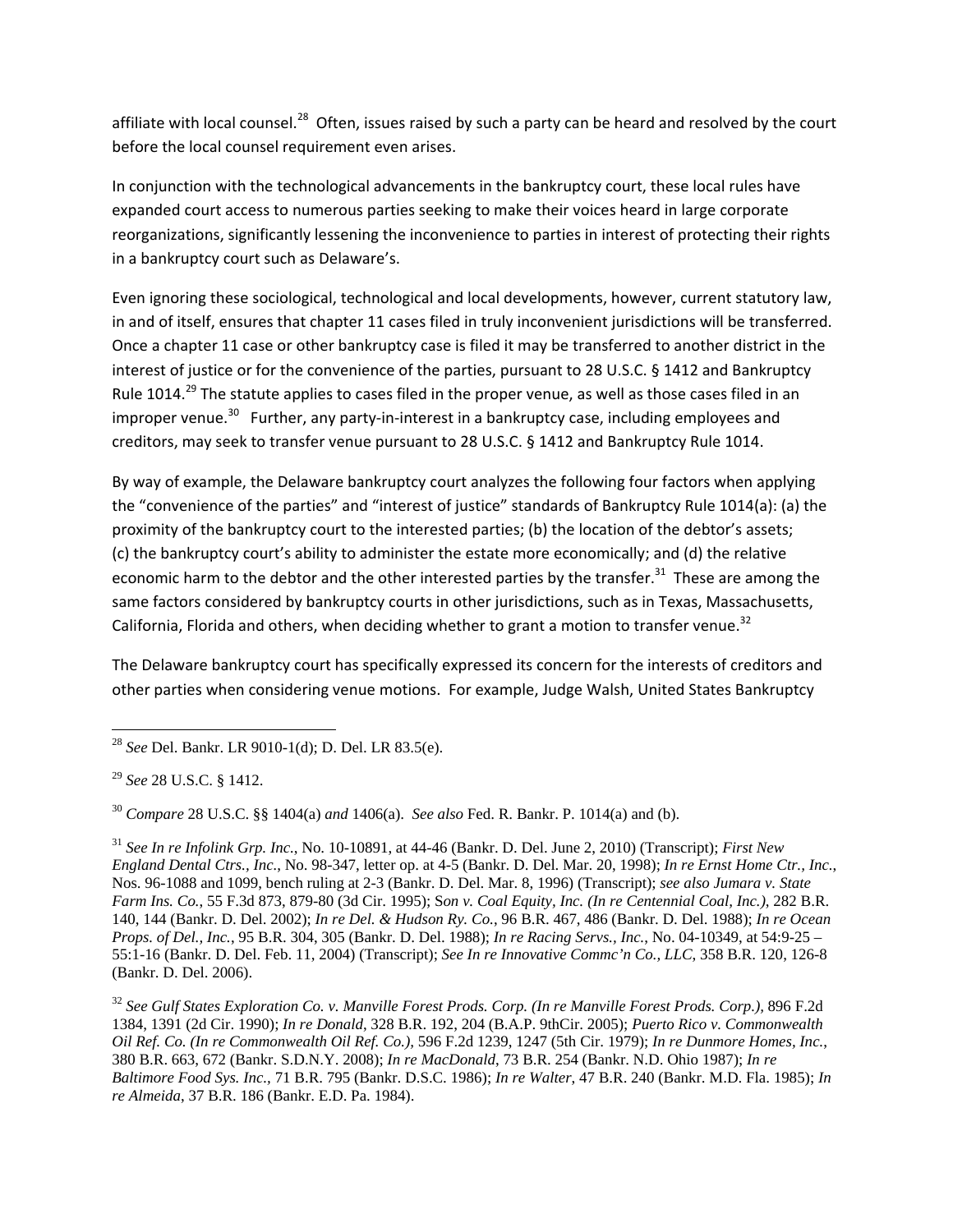affiliate with local counsel.[28] Often, issues raised by such a party can be heard and resolved by the court before the local counsel requirement even arises.

In conjunction with the technological advancements in the bankruptcy court, these local rules have expanded court access to numerous parties seeking to make their voices heard in large corporate reorganizations, significantly lessening the inconvenience to parties in interest of protecting their rights in a bankruptcy court such as Delaware's.

Even ignoring these sociological, technological and local developments, however, current statutory law, in and of itself, ensures that chapter 11 cases filed in truly inconvenient jurisdictions will be transferred. Once a chapter 11 case or other bankruptcy case is filed it may be transferred to another district in the interest of justice or for the convenience of the parties, pursuant to 28 U.S.C. § 1412 and Bankruptcy Rule 1014.[29] The statute applies to cases filed in the proper venue, as well as those cases filed in an improper venue.[30] Further, any party-in-interest in a bankruptcy case, including employees and creditors, may seek to transfer venue pursuant to 28 U.S.C. § 1412 and Bankruptcy Rule 1014.

By way of example, the Delaware bankruptcy court analyzes the following four factors when applying the "convenience of the parties" and "interest of justice" standards of Bankruptcy Rule 1014(a): (a) the proximity of the bankruptcy court to the interested parties; (b) the location of the debtor's assets; (c) the bankruptcy court's ability to administer the estate more economically; and (d) the relative economic harm to the debtor and the other interested parties by the transfer.[31] These are among the same factors considered by bankruptcy courts in other jurisdictions, such as in Texas, Massachusetts, California, Florida and others, when deciding whether to grant a motion to transfer venue.[32]

The Delaware bankruptcy court has specifically expressed its concern for the interests of creditors and other parties when considering venue motions. For example, Judge Walsh, United States Bankruptcy

---

[28] *See* Del. Bankr. LR 9010-1(d); D. Del. LR 83.5(e).

[29] *See* 28 U.S.C. § 1412.

[30] *Compare* 28 U.S.C. §§ 1404(a) *and* 1406(a). *See also* Fed. R. Bankr. P. 1014(a) and (b).

[31] *See In re Infolink Grp. Inc.*, No. 10-10891, at 44-46 (Bankr. D. Del. June 2, 2010) (Transcript); *First New England Dental Ctrs., Inc.*, No. 98-347, letter op. at 4-5 (Bankr. D. Del. Mar. 20, 1998); *In re Ernst Home Ctr., Inc.*, Nos. 96-1088 and 1099, bench ruling at 2-3 (Bankr. D. Del. Mar. 8, 1996) (Transcript); *see also Jumara v. State Farm Ins. Co.*, 55 F.3d 873, 879-80 (3d Cir. 1995); S*on v. Coal Equity, Inc. (In re Centennial Coal, Inc.)*, 282 B.R. 140, 144 (Bankr. D. Del. 2002); *In re Del. & Hudson Ry. Co.*, 96 B.R. 467, 486 (Bankr. D. Del. 1988); *In re Ocean Props. of Del., Inc.*, 95 B.R. 304, 305 (Bankr. D. Del. 1988); *In re Racing Servs., Inc.*, No. 04-10349, at 54:9-25 – 55:1-16 (Bankr. D. Del. Feb. 11, 2004) (Transcript); *See In re Innovative Commc'n Co., LLC*, 358 B.R. 120, 126-8 (Bankr. D. Del. 2006).

[32] *See Gulf States Exploration Co. v. Manville Forest Prods. Corp. (In re Manville Forest Prods. Corp.)*, 896 F.2d 1384, 1391 (2d Cir. 1990); *In re Donald*, 328 B.R. 192, 204 (B.A.P. 9thCir. 2005); *Puerto Rico v. Commonwealth Oil Ref. Co. (In re Commonwealth Oil Ref. Co.)*, 596 F.2d 1239, 1247 (5th Cir. 1979); *In re Dunmore Homes, Inc.*, 380 B.R. 663, 672 (Bankr. S.D.N.Y. 2008); *In re MacDonald*, 73 B.R. 254 (Bankr. N.D. Ohio 1987); *In re Baltimore Food Sys. Inc.*, 71 B.R. 795 (Bankr. D.S.C. 1986); *In re Walter*, 47 B.R. 240 (Bankr. M.D. Fla. 1985); *In re Almeida*, 37 B.R. 186 (Bankr. E.D. Pa. 1984).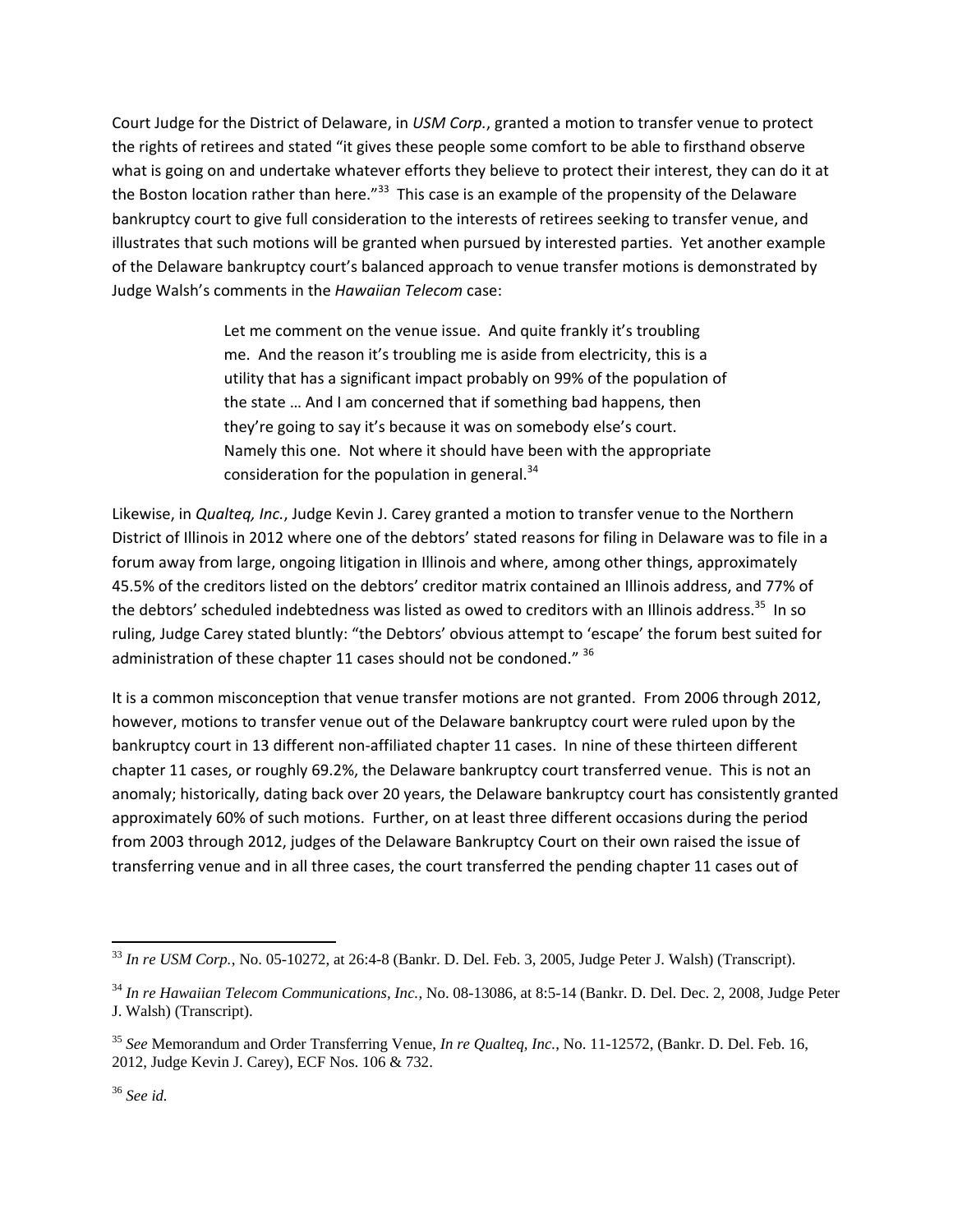Court Judge for the District of Delaware, in *USM Corp.*, granted a motion to transfer venue to protect the rights of retirees and stated "it gives these people some comfort to be able to firsthand observe what is going on and undertake whatever efforts they believe to protect their interest, they can do it at the Boston location rather than here."[33] This case is an example of the propensity of the Delaware bankruptcy court to give full consideration to the interests of retirees seeking to transfer venue, and illustrates that such motions will be granted when pursued by interested parties. Yet another example of the Delaware bankruptcy court's balanced approach to venue transfer motions is demonstrated by Judge Walsh's comments in the *Hawaiian Telecom* case:

> Let me comment on the venue issue. And quite frankly it's troubling me. And the reason it's troubling me is aside from electricity, this is a utility that has a significant impact probably on 99% of the population of the state … And I am concerned that if something bad happens, then they're going to say it's because it was on somebody else's court. Namely this one. Not where it should have been with the appropriate consideration for the population in general.[34]

Likewise, in *Qualteq, Inc.*, Judge Kevin J. Carey granted a motion to transfer venue to the Northern District of Illinois in 2012 where one of the debtors' stated reasons for filing in Delaware was to file in a forum away from large, ongoing litigation in Illinois and where, among other things, approximately 45.5% of the creditors listed on the debtors' creditor matrix contained an Illinois address, and 77% of the debtors' scheduled indebtedness was listed as owed to creditors with an Illinois address.[35] In so ruling, Judge Carey stated bluntly: "the Debtors' obvious attempt to 'escape' the forum best suited for administration of these chapter 11 cases should not be condoned." [36]

It is a common misconception that venue transfer motions are not granted. From 2006 through 2012, however, motions to transfer venue out of the Delaware bankruptcy court were ruled upon by the bankruptcy court in 13 different non-affiliated chapter 11 cases. In nine of these thirteen different chapter 11 cases, or roughly 69.2%, the Delaware bankruptcy court transferred venue. This is not an anomaly; historically, dating back over 20 years, the Delaware bankruptcy court has consistently granted approximately 60% of such motions. Further, on at least three different occasions during the period from 2003 through 2012, judges of the Delaware Bankruptcy Court on their own raised the issue of transferring venue and in all three cases, the court transferred the pending chapter 11 cases out of

---

[33] *In re USM Corp.*, No. 05-10272, at 26:4-8 (Bankr. D. Del. Feb. 3, 2005, Judge Peter J. Walsh) (Transcript).

[34] *In re Hawaiian Telecom Communications, Inc.*, No. 08-13086, at 8:5-14 (Bankr. D. Del. Dec. 2, 2008, Judge Peter J. Walsh) (Transcript).

[35] *See* Memorandum and Order Transferring Venue, *In re Qualteq, Inc.*, No. 11-12572, (Bankr. D. Del. Feb. 16, 2012, Judge Kevin J. Carey), ECF Nos. 106 & 732.

[36] *See id.*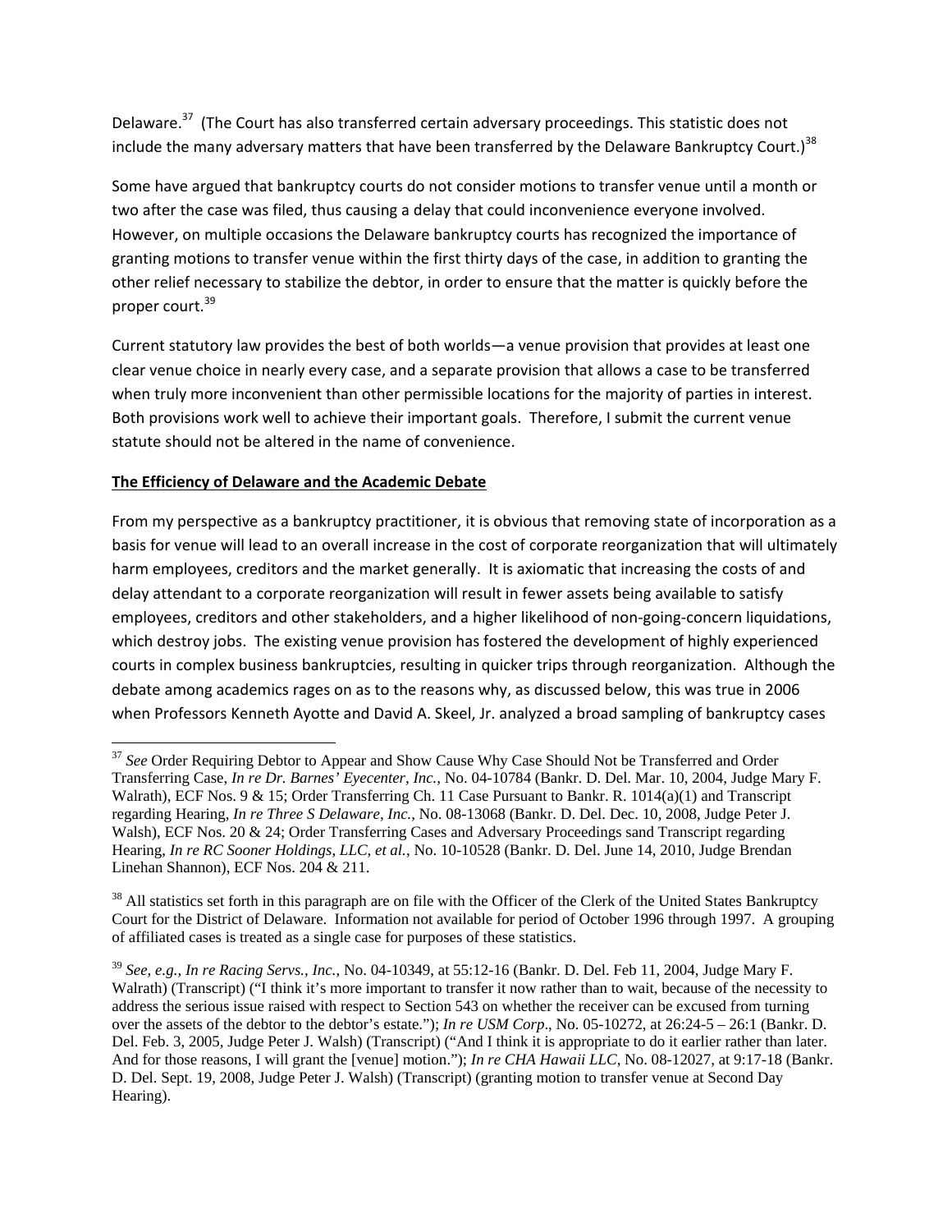Delaware.[37] (The Court has also transferred certain adversary proceedings. This statistic does not include the many adversary matters that have been transferred by the Delaware Bankruptcy Court.)[38]

Some have argued that bankruptcy courts do not consider motions to transfer venue until a month or two after the case was filed, thus causing a delay that could inconvenience everyone involved. However, on multiple occasions the Delaware bankruptcy courts has recognized the importance of granting motions to transfer venue within the first thirty days of the case, in addition to granting the other relief necessary to stabilize the debtor, in order to ensure that the matter is quickly before the proper court.[39]

Current statutory law provides the best of both worlds—a venue provision that provides at least one clear venue choice in nearly every case, and a separate provision that allows a case to be transferred when truly more inconvenient than other permissible locations for the majority of parties in interest. Both provisions work well to achieve their important goals. Therefore, I submit the current venue statute should not be altered in the name of convenience.

**The Efficiency of Delaware and the Academic Debate**

From my perspective as a bankruptcy practitioner, it is obvious that removing state of incorporation as a basis for venue will lead to an overall increase in the cost of corporate reorganization that will ultimately harm employees, creditors and the market generally. It is axiomatic that increasing the costs of and delay attendant to a corporate reorganization will result in fewer assets being available to satisfy employees, creditors and other stakeholders, and a higher likelihood of non-going-concern liquidations, which destroy jobs. The existing venue provision has fostered the development of highly experienced courts in complex business bankruptcies, resulting in quicker trips through reorganization. Although the debate among academics rages on as to the reasons why, as discussed below, this was true in 2006 when Professors Kenneth Ayotte and David A. Skeel, Jr. analyzed a broad sampling of bankruptcy cases

---

[37] *See* Order Requiring Debtor to Appear and Show Cause Why Case Should Not be Transferred and Order Transferring Case, *In re Dr. Barnes' Eyecenter, Inc.*, No. 04-10784 (Bankr. D. Del. Mar. 10, 2004, Judge Mary F. Walrath), ECF Nos. 9 & 15; Order Transferring Ch. 11 Case Pursuant to Bankr. R. 1014(a)(1) and Transcript regarding Hearing, *In re Three S Delaware, Inc.*, No. 08-13068 (Bankr. D. Del. Dec. 10, 2008, Judge Peter J. Walsh), ECF Nos. 20 & 24; Order Transferring Cases and Adversary Proceedings sand Transcript regarding Hearing, *In re RC Sooner Holdings, LLC, et al.*, No. 10-10528 (Bankr. D. Del. June 14, 2010, Judge Brendan Linehan Shannon), ECF Nos. 204 & 211.

[38] All statistics set forth in this paragraph are on file with the Officer of the Clerk of the United States Bankruptcy Court for the District of Delaware. Information not available for period of October 1996 through 1997. A grouping of affiliated cases is treated as a single case for purposes of these statistics.

[39] *See, e.g.*, *In re Racing Servs., Inc.*, No. 04-10349, at 55:12-16 (Bankr. D. Del. Feb 11, 2004, Judge Mary F. Walrath) (Transcript) ("I think it's more important to transfer it now rather than to wait, because of the necessity to address the serious issue raised with respect to Section 543 on whether the receiver can be excused from turning over the assets of the debtor to the debtor's estate."); *In re USM Corp*., No. 05-10272, at 26:24-5 – 26:1 (Bankr. D. Del. Feb. 3, 2005, Judge Peter J. Walsh) (Transcript) ("And I think it is appropriate to do it earlier rather than later. And for those reasons, I will grant the [venue] motion."); *In re CHA Hawaii LLC*, No. 08-12027, at 9:17-18 (Bankr. D. Del. Sept. 19, 2008, Judge Peter J. Walsh) (Transcript) (granting motion to transfer venue at Second Day Hearing).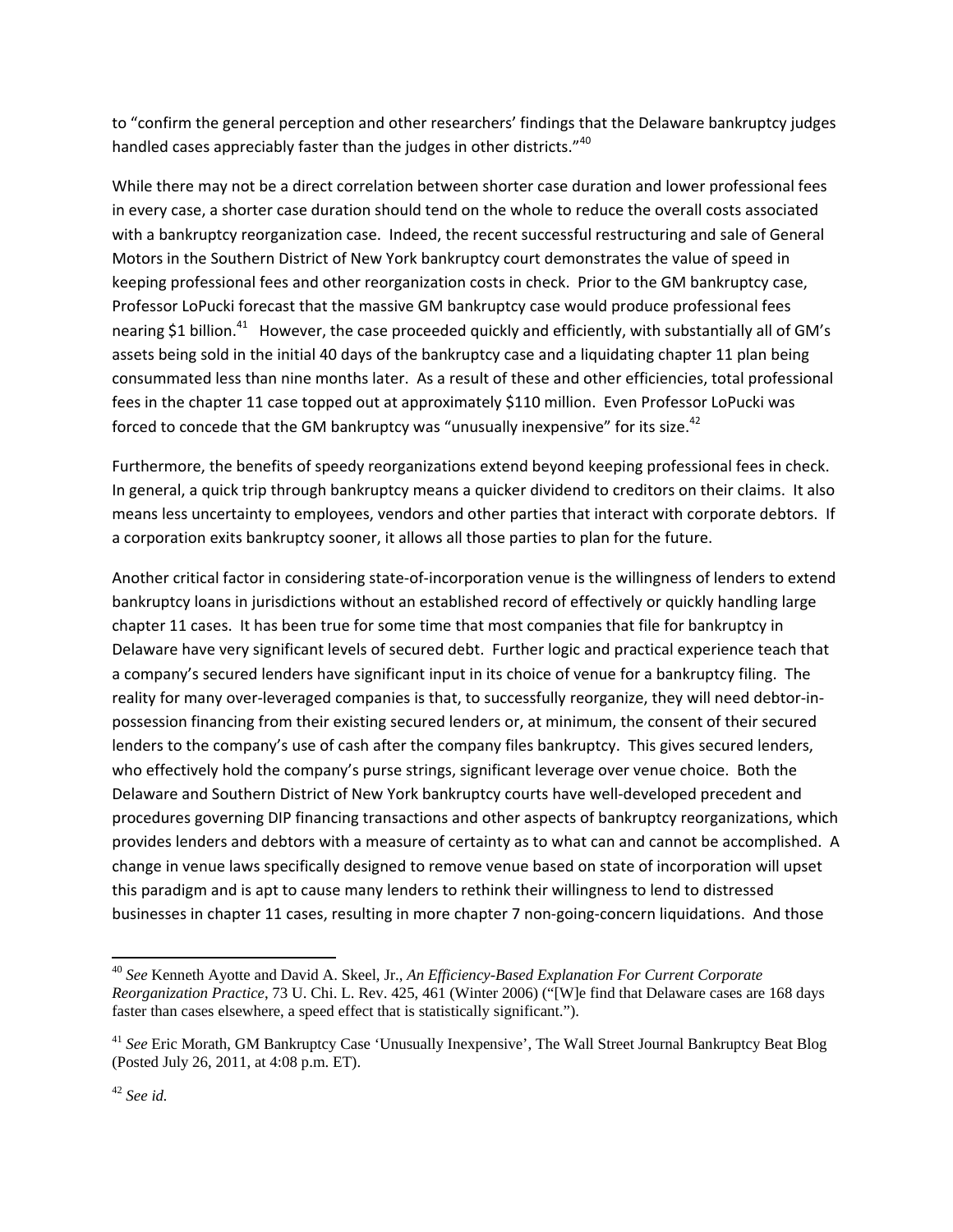to "confirm the general perception and other researchers' findings that the Delaware bankruptcy judges handled cases appreciably faster than the judges in other districts."[40]

While there may not be a direct correlation between shorter case duration and lower professional fees in every case, a shorter case duration should tend on the whole to reduce the overall costs associated with a bankruptcy reorganization case. Indeed, the recent successful restructuring and sale of General Motors in the Southern District of New York bankruptcy court demonstrates the value of speed in keeping professional fees and other reorganization costs in check. Prior to the GM bankruptcy case, Professor LoPucki forecast that the massive GM bankruptcy case would produce professional fees nearing $1 billion.[41] However, the case proceeded quickly and efficiently, with substantially all of GM's assets being sold in the initial 40 days of the bankruptcy case and a liquidating chapter 11 plan being consummated less than nine months later. As a result of these and other efficiencies, total professional fees in the chapter 11 case topped out at approximately $110 million. Even Professor LoPucki was forced to concede that the GM bankruptcy was "unusually inexpensive" for its size.[42]

Furthermore, the benefits of speedy reorganizations extend beyond keeping professional fees in check. In general, a quick trip through bankruptcy means a quicker dividend to creditors on their claims. It also means less uncertainty to employees, vendors and other parties that interact with corporate debtors. If a corporation exits bankruptcy sooner, it allows all those parties to plan for the future.

Another critical factor in considering state-of-incorporation venue is the willingness of lenders to extend bankruptcy loans in jurisdictions without an established record of effectively or quickly handling large chapter 11 cases. It has been true for some time that most companies that file for bankruptcy in Delaware have very significant levels of secured debt. Further logic and practical experience teach that a company's secured lenders have significant input in its choice of venue for a bankruptcy filing. The reality for many over-leveraged companies is that, to successfully reorganize, they will need debtor-in-possession financing from their existing secured lenders or, at minimum, the consent of their secured lenders to the company's use of cash after the company files bankruptcy. This gives secured lenders, who effectively hold the company's purse strings, significant leverage over venue choice. Both the Delaware and Southern District of New York bankruptcy courts have well-developed precedent and procedures governing DIP financing transactions and other aspects of bankruptcy reorganizations, which provides lenders and debtors with a measure of certainty as to what can and cannot be accomplished. A change in venue laws specifically designed to remove venue based on state of incorporation will upset this paradigm and is apt to cause many lenders to rethink their willingness to lend to distressed businesses in chapter 11 cases, resulting in more chapter 7 non-going-concern liquidations. And those

---

[40] *See* Kenneth Ayotte and David A. Skeel, Jr., *An Efficiency-Based Explanation For Current Corporate Reorganization Practice*, 73 U. Chi. L. Rev. 425, 461 (Winter 2006) ("[W]e find that Delaware cases are 168 days faster than cases elsewhere, a speed effect that is statistically significant.").

[41] *See* Eric Morath, GM Bankruptcy Case 'Unusually Inexpensive', The Wall Street Journal Bankruptcy Beat Blog (Posted July 26, 2011, at 4:08 p.m. ET).

[42] *See id.*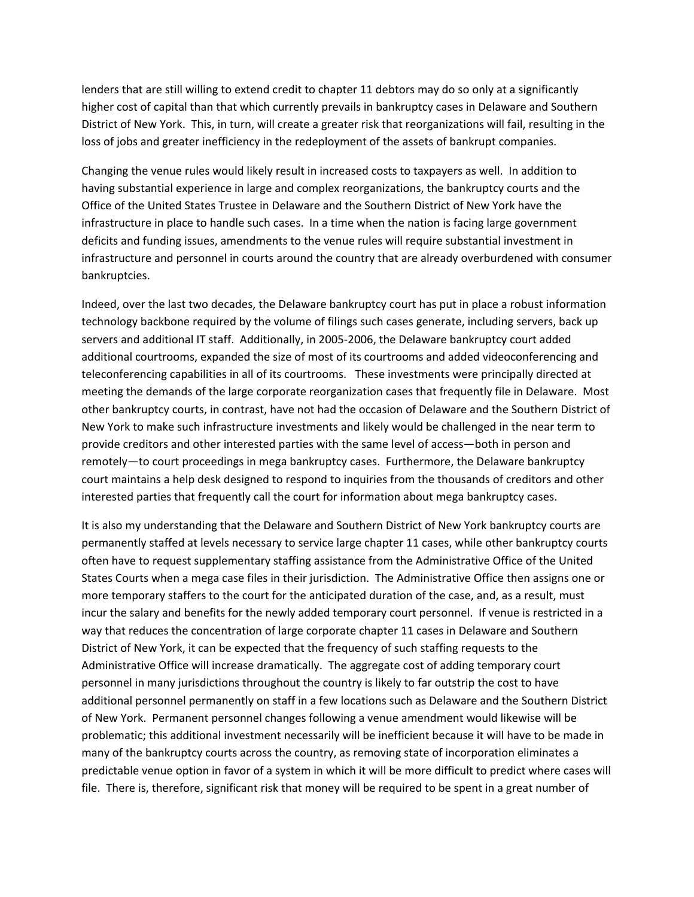lenders that are still willing to extend credit to chapter 11 debtors may do so only at a significantly higher cost of capital than that which currently prevails in bankruptcy cases in Delaware and Southern District of New York. This, in turn, will create a greater risk that reorganizations will fail, resulting in the loss of jobs and greater inefficiency in the redeployment of the assets of bankrupt companies.

Changing the venue rules would likely result in increased costs to taxpayers as well. In addition to having substantial experience in large and complex reorganizations, the bankruptcy courts and the Office of the United States Trustee in Delaware and the Southern District of New York have the infrastructure in place to handle such cases. In a time when the nation is facing large government deficits and funding issues, amendments to the venue rules will require substantial investment in infrastructure and personnel in courts around the country that are already overburdened with consumer bankruptcies.

Indeed, over the last two decades, the Delaware bankruptcy court has put in place a robust information technology backbone required by the volume of filings such cases generate, including servers, back up servers and additional IT staff. Additionally, in 2005-2006, the Delaware bankruptcy court added additional courtrooms, expanded the size of most of its courtrooms and added videoconferencing and teleconferencing capabilities in all of its courtrooms. These investments were principally directed at meeting the demands of the large corporate reorganization cases that frequently file in Delaware. Most other bankruptcy courts, in contrast, have not had the occasion of Delaware and the Southern District of New York to make such infrastructure investments and likely would be challenged in the near term to provide creditors and other interested parties with the same level of access—both in person and remotely—to court proceedings in mega bankruptcy cases. Furthermore, the Delaware bankruptcy court maintains a help desk designed to respond to inquiries from the thousands of creditors and other interested parties that frequently call the court for information about mega bankruptcy cases.

It is also my understanding that the Delaware and Southern District of New York bankruptcy courts are permanently staffed at levels necessary to service large chapter 11 cases, while other bankruptcy courts often have to request supplementary staffing assistance from the Administrative Office of the United States Courts when a mega case files in their jurisdiction. The Administrative Office then assigns one or more temporary staffers to the court for the anticipated duration of the case, and, as a result, must incur the salary and benefits for the newly added temporary court personnel. If venue is restricted in a way that reduces the concentration of large corporate chapter 11 cases in Delaware and Southern District of New York, it can be expected that the frequency of such staffing requests to the Administrative Office will increase dramatically. The aggregate cost of adding temporary court personnel in many jurisdictions throughout the country is likely to far outstrip the cost to have additional personnel permanently on staff in a few locations such as Delaware and the Southern District of New York. Permanent personnel changes following a venue amendment would likewise will be problematic; this additional investment necessarily will be inefficient because it will have to be made in many of the bankruptcy courts across the country, as removing state of incorporation eliminates a predictable venue option in favor of a system in which it will be more difficult to predict where cases will file. There is, therefore, significant risk that money will be required to be spent in a great number of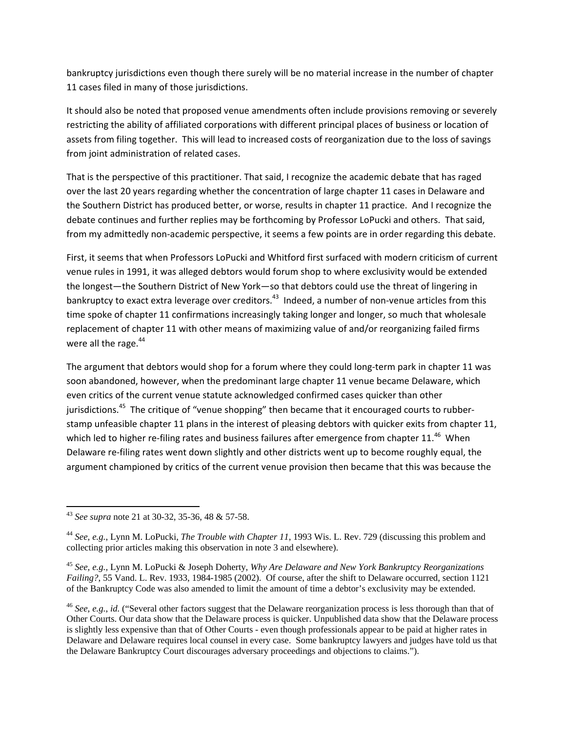bankruptcy jurisdictions even though there surely will be no material increase in the number of chapter 11 cases filed in many of those jurisdictions.

It should also be noted that proposed venue amendments often include provisions removing or severely restricting the ability of affiliated corporations with different principal places of business or location of assets from filing together. This will lead to increased costs of reorganization due to the loss of savings from joint administration of related cases.

That is the perspective of this practitioner. That said, I recognize the academic debate that has raged over the last 20 years regarding whether the concentration of large chapter 11 cases in Delaware and the Southern District has produced better, or worse, results in chapter 11 practice. And I recognize the debate continues and further replies may be forthcoming by Professor LoPucki and others. That said, from my admittedly non-academic perspective, it seems a few points are in order regarding this debate.

First, it seems that when Professors LoPucki and Whitford first surfaced with modern criticism of current venue rules in 1991, it was alleged debtors would forum shop to where exclusivity would be extended the longest—the Southern District of New York—so that debtors could use the threat of lingering in bankruptcy to exact extra leverage over creditors.[43] Indeed, a number of non-venue articles from this time spoke of chapter 11 confirmations increasingly taking longer and longer, so much that wholesale replacement of chapter 11 with other means of maximizing value of and/or reorganizing failed firms were all the rage.[44]

The argument that debtors would shop for a forum where they could long-term park in chapter 11 was soon abandoned, however, when the predominant large chapter 11 venue became Delaware, which even critics of the current venue statute acknowledged confirmed cases quicker than other jurisdictions.[45] The critique of "venue shopping" then became that it encouraged courts to rubber-stamp unfeasible chapter 11 plans in the interest of pleasing debtors with quicker exits from chapter 11, which led to higher re-filing rates and business failures after emergence from chapter 11.[46] When Delaware re-filing rates went down slightly and other districts went up to become roughly equal, the argument championed by critics of the current venue provision then became that this was because the

---

[43] *See supra* note 21 at 30-32, 35-36, 48 & 57-58.

[44] *See, e.g.,* Lynn M. LoPucki, *The Trouble with Chapter 11*, 1993 Wis. L. Rev. 729 (discussing this problem and collecting prior articles making this observation in note 3 and elsewhere).

[45] *See, e.g.,* Lynn M. LoPucki & Joseph Doherty, *Why Are Delaware and New York Bankruptcy Reorganizations Failing?*, 55 Vand. L. Rev. 1933, 1984-1985 (2002). Of course, after the shift to Delaware occurred, section 1121 of the Bankruptcy Code was also amended to limit the amount of time a debtor's exclusivity may be extended.

[46] *See, e.g., id.* ("Several other factors suggest that the Delaware reorganization process is less thorough than that of Other Courts. Our data show that the Delaware process is quicker. Unpublished data show that the Delaware process is slightly less expensive than that of Other Courts - even though professionals appear to be paid at higher rates in Delaware and Delaware requires local counsel in every case. Some bankruptcy lawyers and judges have told us that the Delaware Bankruptcy Court discourages adversary proceedings and objections to claims.").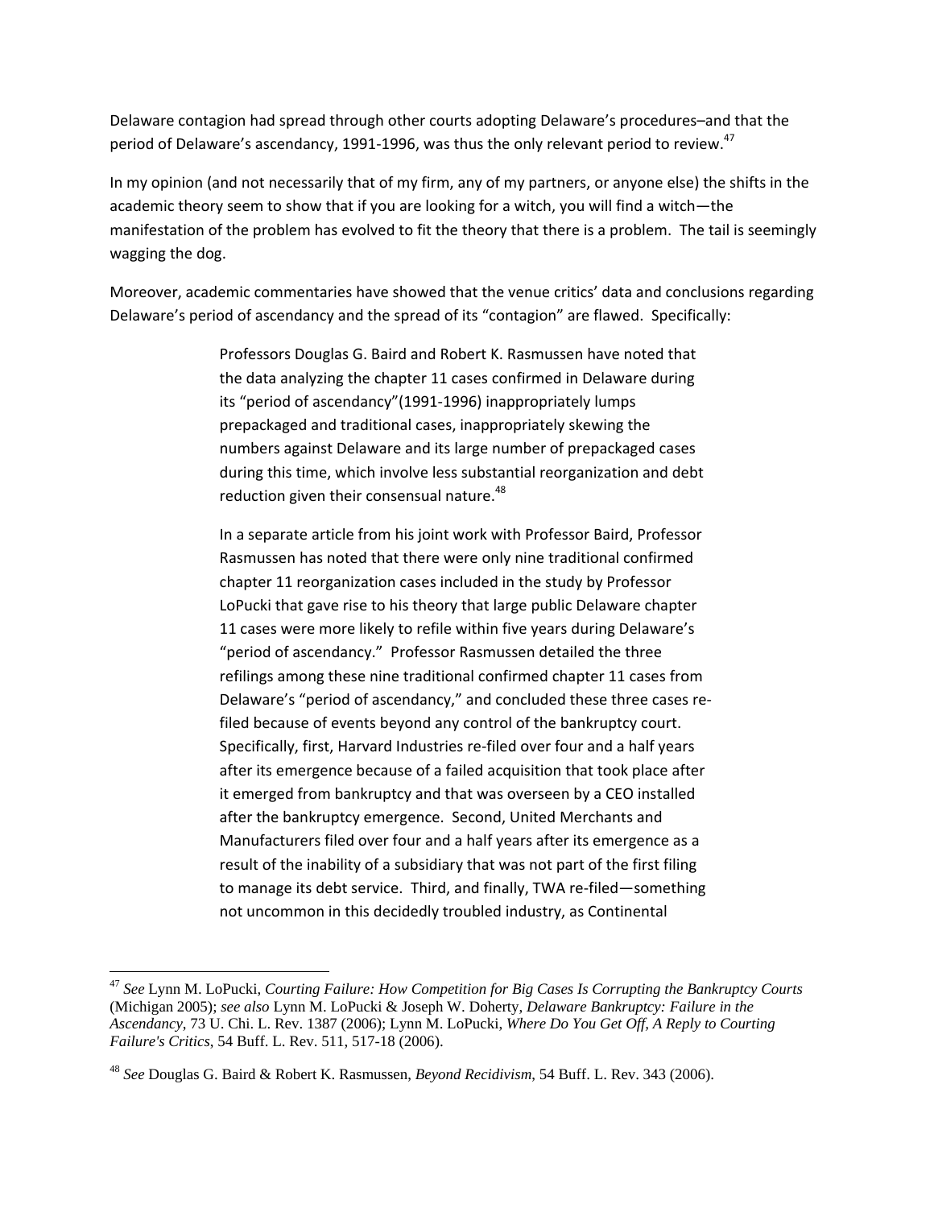Delaware contagion had spread through other courts adopting Delaware's procedures–and that the period of Delaware's ascendancy, 1991-1996, was thus the only relevant period to review.[47]

In my opinion (and not necessarily that of my firm, any of my partners, or anyone else) the shifts in the academic theory seem to show that if you are looking for a witch, you will find a witch—the manifestation of the problem has evolved to fit the theory that there is a problem. The tail is seemingly wagging the dog.

Moreover, academic commentaries have showed that the venue critics' data and conclusions regarding Delaware's period of ascendancy and the spread of its "contagion" are flawed. Specifically:

> Professors Douglas G. Baird and Robert K. Rasmussen have noted that the data analyzing the chapter 11 cases confirmed in Delaware during its "period of ascendancy"(1991-1996) inappropriately lumps prepackaged and traditional cases, inappropriately skewing the numbers against Delaware and its large number of prepackaged cases during this time, which involve less substantial reorganization and debt reduction given their consensual nature.[48]
>
> In a separate article from his joint work with Professor Baird, Professor Rasmussen has noted that there were only nine traditional confirmed chapter 11 reorganization cases included in the study by Professor LoPucki that gave rise to his theory that large public Delaware chapter 11 cases were more likely to refile within five years during Delaware's "period of ascendancy." Professor Rasmussen detailed the three refilings among these nine traditional confirmed chapter 11 cases from Delaware's "period of ascendancy," and concluded these three cases re-filed because of events beyond any control of the bankruptcy court. Specifically, first, Harvard Industries re-filed over four and a half years after its emergence because of a failed acquisition that took place after it emerged from bankruptcy and that was overseen by a CEO installed after the bankruptcy emergence. Second, United Merchants and Manufacturers filed over four and a half years after its emergence as a result of the inability of a subsidiary that was not part of the first filing to manage its debt service. Third, and finally, TWA re-filed—something not uncommon in this decidedly troubled industry, as Continental

---

[47] *See* Lynn M. LoPucki, *Courting Failure: How Competition for Big Cases Is Corrupting the Bankruptcy Courts* (Michigan 2005); *see also* Lynn M. LoPucki & Joseph W. Doherty, *Delaware Bankruptcy: Failure in the Ascendancy*, 73 U. Chi. L. Rev. 1387 (2006); Lynn M. LoPucki, *Where Do You Get Off, A Reply to Courting Failure's Critics*, 54 Buff. L. Rev. 511, 517-18 (2006).

[48] *See* Douglas G. Baird & Robert K. Rasmussen, *Beyond Recidivism*, 54 Buff. L. Rev. 343 (2006).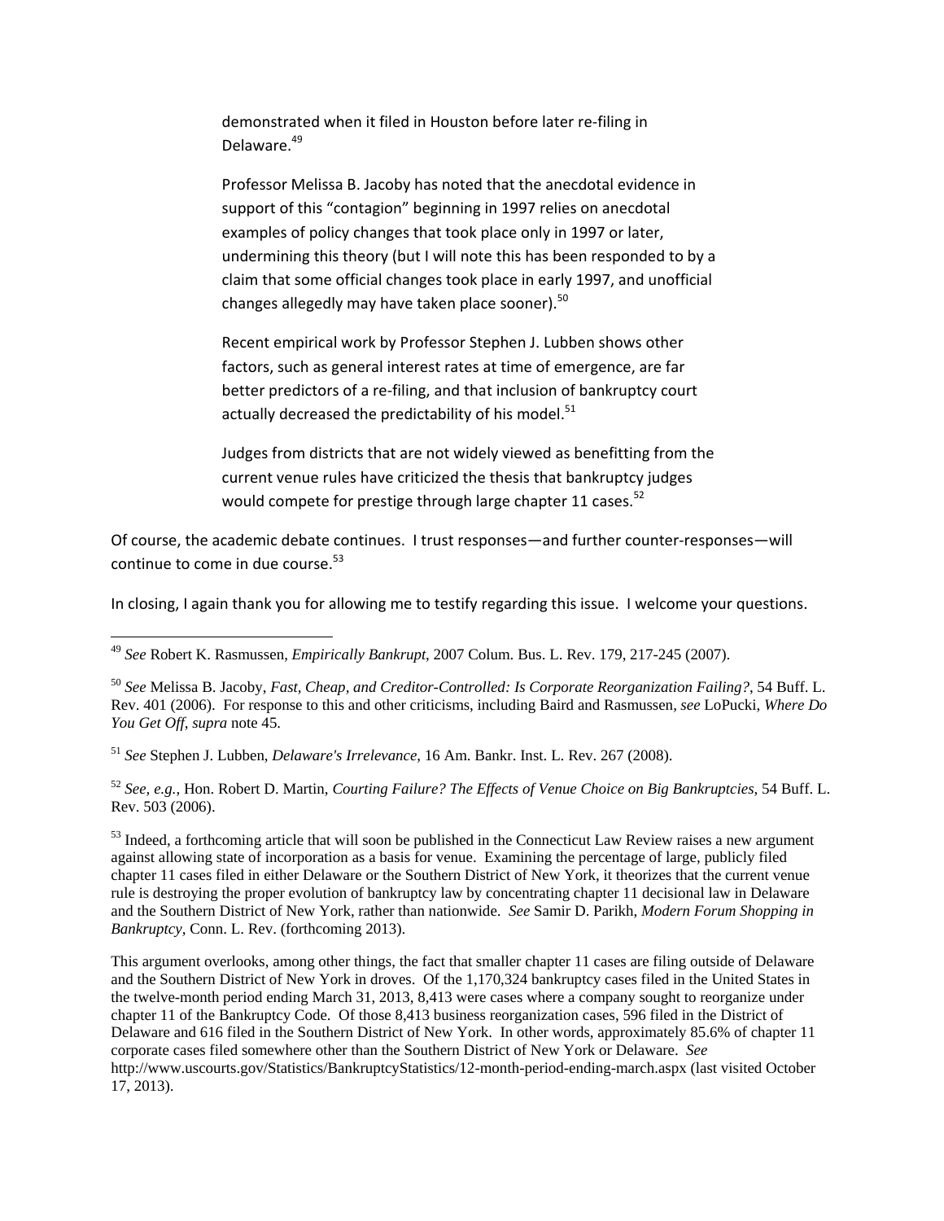demonstrated when it filed in Houston before later re-filing in Delaware.[49]

Professor Melissa B. Jacoby has noted that the anecdotal evidence in support of this "contagion" beginning in 1997 relies on anecdotal examples of policy changes that took place only in 1997 or later, undermining this theory (but I will note this has been responded to by a claim that some official changes took place in early 1997, and unofficial changes allegedly may have taken place sooner).[50]

Recent empirical work by Professor Stephen J. Lubben shows other factors, such as general interest rates at time of emergence, are far better predictors of a re-filing, and that inclusion of bankruptcy court actually decreased the predictability of his model.[51]

Judges from districts that are not widely viewed as benefitting from the current venue rules have criticized the thesis that bankruptcy judges would compete for prestige through large chapter 11 cases.[52]

Of course, the academic debate continues. I trust responses—and further counter-responses—will continue to come in due course.[53]

In closing, I again thank you for allowing me to testify regarding this issue. I welcome your questions.

---

[49] *See* Robert K. Rasmussen, *Empirically Bankrupt*, 2007 Colum. Bus. L. Rev. 179, 217-245 (2007).

[50] *See* Melissa B. Jacoby, *Fast, Cheap, and Creditor-Controlled: Is Corporate Reorganization Failing?*, 54 Buff. L. Rev. 401 (2006). For response to this and other criticisms, including Baird and Rasmussen, *see* LoPucki, *Where Do You Get Off*, *supra* note 45.

[51] *See* Stephen J. Lubben, *Delaware's Irrelevance*, 16 Am. Bankr. Inst. L. Rev. 267 (2008).

[52] *See, e.g.*, Hon. Robert D. Martin, *Courting Failure? The Effects of Venue Choice on Big Bankruptcies*, 54 Buff. L. Rev. 503 (2006).

[53] Indeed, a forthcoming article that will soon be published in the Connecticut Law Review raises a new argument against allowing state of incorporation as a basis for venue. Examining the percentage of large, publicly filed chapter 11 cases filed in either Delaware or the Southern District of New York, it theorizes that the current venue rule is destroying the proper evolution of bankruptcy law by concentrating chapter 11 decisional law in Delaware and the Southern District of New York, rather than nationwide. *See* Samir D. Parikh, *Modern Forum Shopping in Bankruptcy*, Conn. L. Rev. (forthcoming 2013).

This argument overlooks, among other things, the fact that smaller chapter 11 cases are filing outside of Delaware and the Southern District of New York in droves. Of the 1,170,324 bankruptcy cases filed in the United States in the twelve-month period ending March 31, 2013, 8,413 were cases where a company sought to reorganize under chapter 11 of the Bankruptcy Code. Of those 8,413 business reorganization cases, 596 filed in the District of Delaware and 616 filed in the Southern District of New York. In other words, approximately 85.6% of chapter 11 corporate cases filed somewhere other than the Southern District of New York or Delaware. *See* http://www.uscourts.gov/Statistics/BankruptcyStatistics/12-month-period-ending-march.aspx (last visited October 17, 2013).